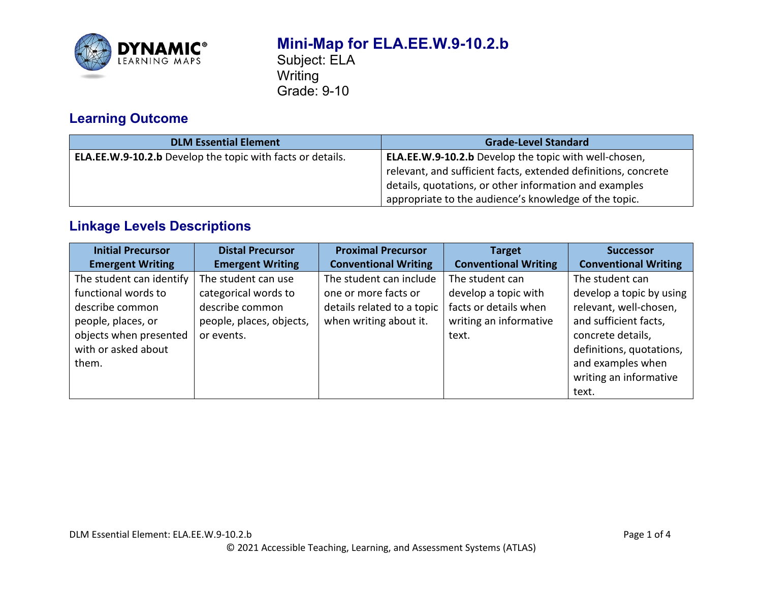# Mini-Map for ELA.EE.W.9-10.2.b

Subject: ELA
Writing
Grade: 9-10

## Learning Outcome

| DLM Essential Element | Grade-Level Standard |
|---|---|
| **ELA.EE.W.9-10.2.b** Develop the topic with facts or details. | **ELA.EE.W.9-10.2.b** Develop the topic with well-chosen, relevant, and sufficient facts, extended definitions, concrete details, quotations, or other information and examples appropriate to the audience's knowledge of the topic. |

## Linkage Levels Descriptions

| Initial Precursor Emergent Writing | Distal Precursor Emergent Writing | Proximal Precursor Conventional Writing | Target Conventional Writing | Successor Conventional Writing |
|---|---|---|---|---|
| The student can identify functional words to describe common people, places, or objects when presented with or asked about them. | The student can use categorical words to describe common people, places, objects, or events. | The student can include one or more facts or details related to a topic when writing about it. | The student can develop a topic with facts or details when writing an informative text. | The student can develop a topic by using relevant, well-chosen, and sufficient facts, concrete details, definitions, quotations, and examples when writing an informative text. |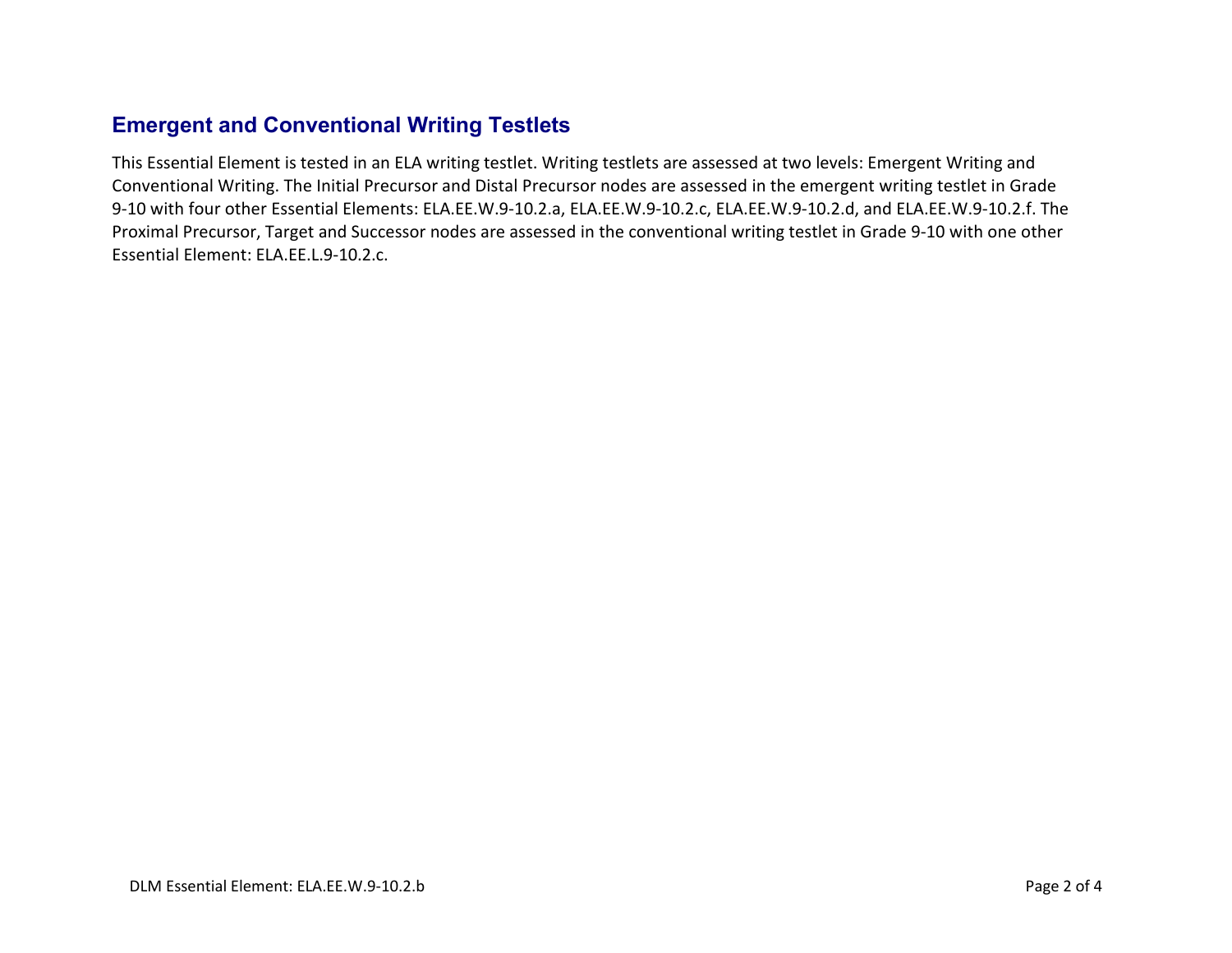## Emergent and Conventional Writing Testlets

This Essential Element is tested in an ELA writing testlet. Writing testlets are assessed at two levels: Emergent Writing and Conventional Writing. The Initial Precursor and Distal Precursor nodes are assessed in the emergent writing testlet in Grade 9-10 with four other Essential Elements: ELA.EE.W.9-10.2.a, ELA.EE.W.9-10.2.c, ELA.EE.W.9-10.2.d, and ELA.EE.W.9-10.2.f. The Proximal Precursor, Target and Successor nodes are assessed in the conventional writing testlet in Grade 9-10 with one other Essential Element: ELA.EE.L.9-10.2.c.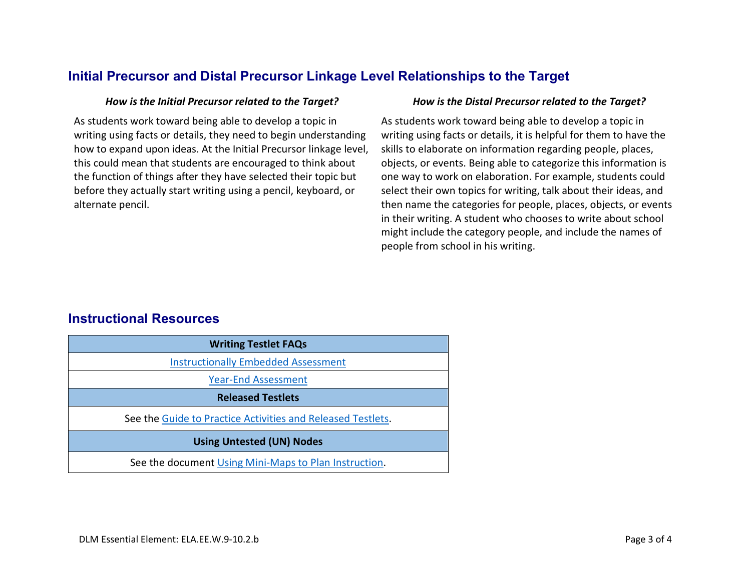## Initial Precursor and Distal Precursor Linkage Level Relationships to the Target

***How is the Initial Precursor related to the Target?***

As students work toward being able to develop a topic in writing using facts or details, they need to begin understanding how to expand upon ideas. At the Initial Precursor linkage level, this could mean that students are encouraged to think about the function of things after they have selected their topic but before they actually start writing using a pencil, keyboard, or alternate pencil.

***How is the Distal Precursor related to the Target?***

As students work toward being able to develop a topic in writing using facts or details, it is helpful for them to have the skills to elaborate on information regarding people, places, objects, or events. Being able to categorize this information is one way to work on elaboration. For example, students could select their own topics for writing, talk about their ideas, and then name the categories for people, places, objects, or events in their writing. A student who chooses to write about school might include the category people, and include the names of people from school in his writing.

## Instructional Resources

| **Writing Testlet FAQs** |
| --- |
| Instructionally Embedded Assessment |
| Year-End Assessment |
| **Released Testlets** |
| See the Guide to Practice Activities and Released Testlets. |
| **Using Untested (UN) Nodes** |
| See the document Using Mini-Maps to Plan Instruction. |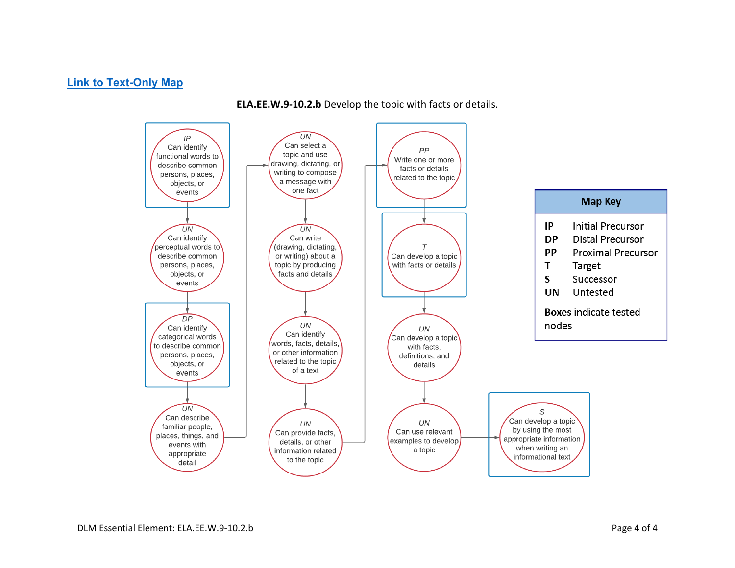[Link to Text-Only Map]

**ELA.EE.W.9-10.2.b** Develop the topic with facts or details.

IP
Can identify functional words to describe common persons, places, objects, or events

UN
Can identify perceptual words to describe common persons, places, objects, or events

DP
Can identify categorical words to describe common persons, places, objects, or events

UN
Can describe familiar people, places, things, and events with appropriate detail

UN
Can select a topic and use drawing, dictating, or writing to compose a message with one fact

UN
Can write (drawing, dictating, or writing) about a topic by producing facts and details

UN
Can identify words, facts, details, or other information related to the topic of a text

UN
Can provide facts, details, or other information related to the topic

PP
Write one or more facts or details related to the topic

T
Can develop a topic with facts or details

UN
Can develop a topic with facts, definitions, and details

UN
Can use relevant examples to develop a topic

S
Can develop a topic by using the most appropriate information when writing an informational text

**Map Key**

**IP** Initial Precursor
**DP** Distal Precursor
**PP** Proximal Precursor
**T** Target
**S** Successor
**UN** Untested

**Boxes indicate tested nodes**

DLM Essential Element: ELA.EE.W.9-10.2.b